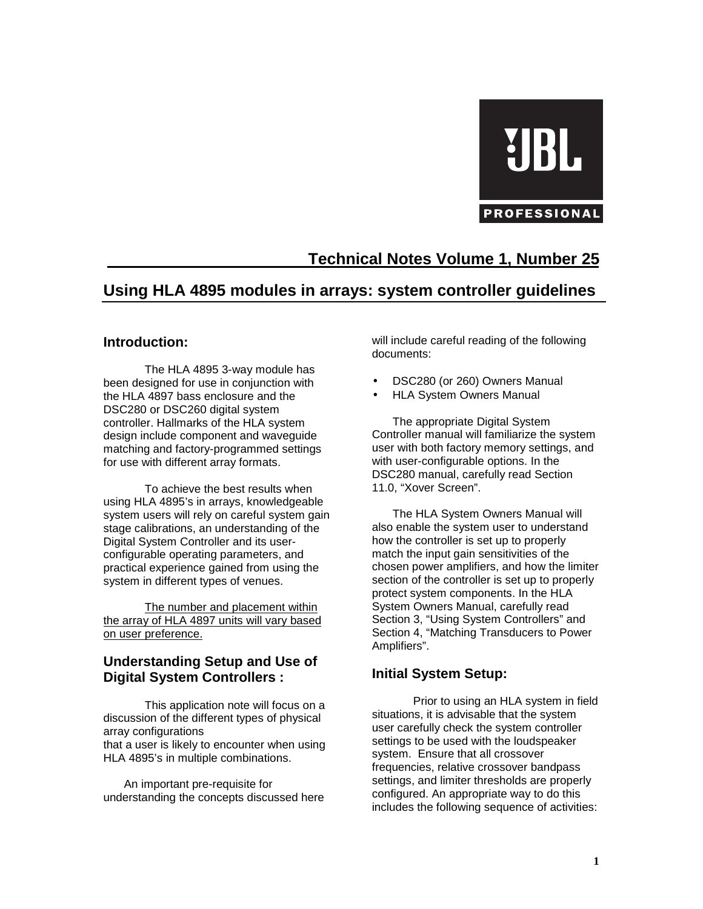JBL PROFESSIONAL

## Technical Notes Volume 1, Number 25

# Using HLA 4895 modules in arrays: system controller guidelines

### Introduction:

The HLA 4895 3-way module has been designed for use in conjunction with the HLA 4897 bass enclosure and the DSC280 or DSC260 digital system controller. Hallmarks of the HLA system design include component and waveguide matching and factory-programmed settings for use with different array formats.

To achieve the best results when using HLA 4895's in arrays, knowledgeable system users will rely on careful system gain stage calibrations, an understanding of the Digital System Controller and its user-configurable operating parameters, and practical experience gained from using the system in different types of venues.

<u>The number and placement within the array of HLA 4897 units will vary based on user preference.</u>

### Understanding Setup and Use of Digital System Controllers :

This application note will focus on a discussion of the different types of physical array configurations that a user is likely to encounter when using HLA 4895's in multiple combinations.

An important pre-requisite for understanding the concepts discussed here will include careful reading of the following documents:

- DSC280 (or 260) Owners Manual
- HLA System Owners Manual

The appropriate Digital System Controller manual will familiarize the system user with both factory memory settings, and with user-configurable options. In the DSC280 manual, carefully read Section 11.0, "Xover Screen".

The HLA System Owners Manual will also enable the system user to understand how the controller is set up to properly match the input gain sensitivities of the chosen power amplifiers, and how the limiter section of the controller is set up to properly protect system components. In the HLA System Owners Manual, carefully read Section 3, "Using System Controllers" and Section 4, "Matching Transducers to Power Amplifiers".

### Initial System Setup:

Prior to using an HLA system in field situations, it is advisable that the system user carefully check the system controller settings to be used with the loudspeaker system. Ensure that all crossover frequencies, relative crossover bandpass settings, and limiter thresholds are properly configured. An appropriate way to do this includes the following sequence of activities: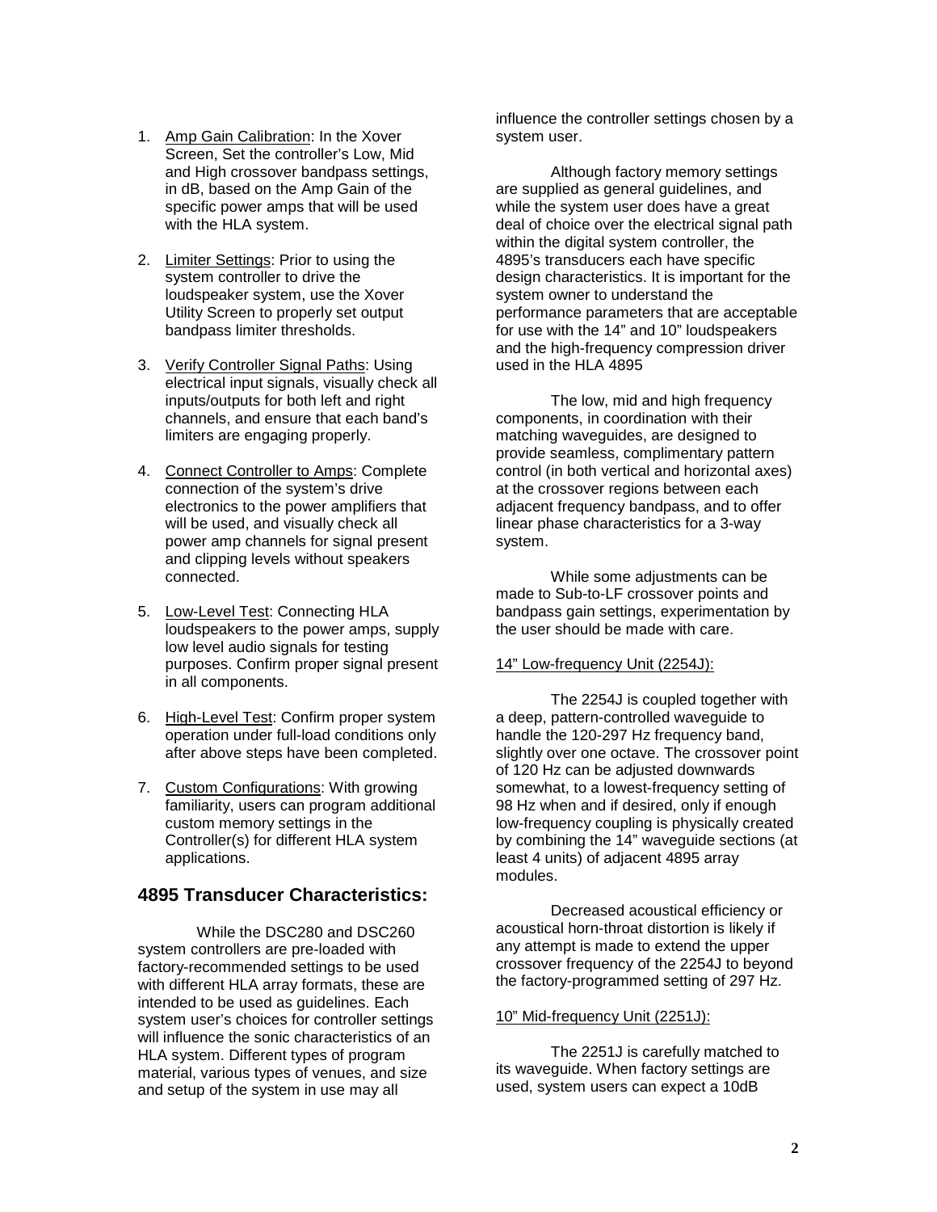1. Amp Gain Calibration: In the Xover Screen, Set the controller's Low, Mid and High crossover bandpass settings, in dB, based on the Amp Gain of the specific power amps that will be used with the HLA system.

2. Limiter Settings: Prior to using the system controller to drive the loudspeaker system, use the Xover Utility Screen to properly set output bandpass limiter thresholds.

3. Verify Controller Signal Paths: Using electrical input signals, visually check all inputs/outputs for both left and right channels, and ensure that each band's limiters are engaging properly.

4. Connect Controller to Amps: Complete connection of the system's drive electronics to the power amplifiers that will be used, and visually check all power amp channels for signal present and clipping levels without speakers connected.

5. Low-Level Test: Connecting HLA loudspeakers to the power amps, supply low level audio signals for testing purposes. Confirm proper signal present in all components.

6. High-Level Test: Confirm proper system operation under full-load conditions only after above steps have been completed.

7. Custom Configurations: With growing familiarity, users can program additional custom memory settings in the Controller(s) for different HLA system applications.

## 4895 Transducer Characteristics:

While the DSC280 and DSC260 system controllers are pre-loaded with factory-recommended settings to be used with different HLA array formats, these are intended to be used as guidelines. Each system user's choices for controller settings will influence the sonic characteristics of an HLA system. Different types of program material, various types of venues, and size and setup of the system in use may all influence the controller settings chosen by a system user.

Although factory memory settings are supplied as general guidelines, and while the system user does have a great deal of choice over the electrical signal path within the digital system controller, the 4895's transducers each have specific design characteristics. It is important for the system owner to understand the performance parameters that are acceptable for use with the 14" and 10" loudspeakers and the high-frequency compression driver used in the HLA 4895

The low, mid and high frequency components, in coordination with their matching waveguides, are designed to provide seamless, complimentary pattern control (in both vertical and horizontal axes) at the crossover regions between each adjacent frequency bandpass, and to offer linear phase characteristics for a 3-way system.

While some adjustments can be made to Sub-to-LF crossover points and bandpass gain settings, experimentation by the user should be made with care.

14" Low-frequency Unit (2254J):

The 2254J is coupled together with a deep, pattern-controlled waveguide to handle the 120-297 Hz frequency band, slightly over one octave. The crossover point of 120 Hz can be adjusted downwards somewhat, to a lowest-frequency setting of 98 Hz when and if desired, only if enough low-frequency coupling is physically created by combining the 14" waveguide sections (at least 4 units) of adjacent 4895 array modules.

Decreased acoustical efficiency or acoustical horn-throat distortion is likely if any attempt is made to extend the upper crossover frequency of the 2254J to beyond the factory-programmed setting of 297 Hz.

10" Mid-frequency Unit (2251J):

The 2251J is carefully matched to its waveguide. When factory settings are used, system users can expect a 10dB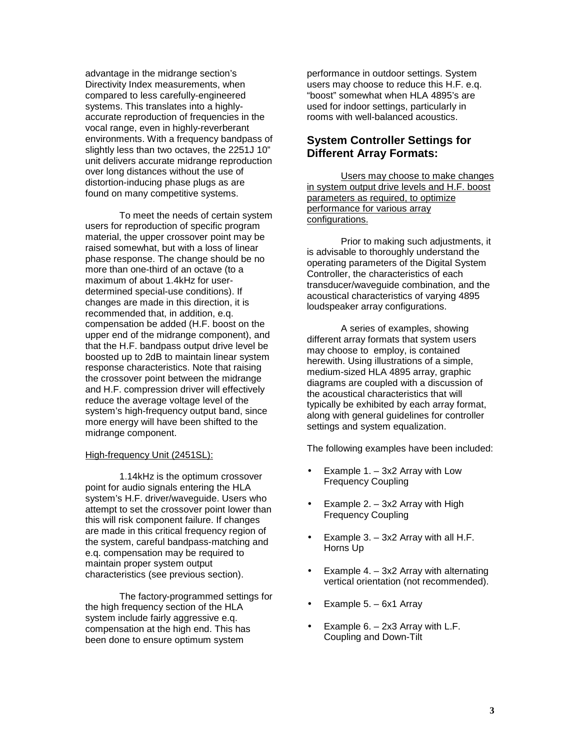advantage in the midrange section's Directivity Index measurements, when compared to less carefully-engineered systems. This translates into a highly-accurate reproduction of frequencies in the vocal range, even in highly-reverberant environments. With a frequency bandpass of slightly less than two octaves, the 2251J 10" unit delivers accurate midrange reproduction over long distances without the use of distortion-inducing phase plugs as are found on many competitive systems.

To meet the needs of certain system users for reproduction of specific program material, the upper crossover point may be raised somewhat, but with a loss of linear phase response. The change should be no more than one-third of an octave (to a maximum of about 1.4kHz for user-determined special-use conditions). If changes are made in this direction, it is recommended that, in addition, e.q. compensation be added (H.F. boost on the upper end of the midrange component), and that the H.F. bandpass output drive level be boosted up to 2dB to maintain linear system response characteristics. Note that raising the crossover point between the midrange and H.F. compression driver will effectively reduce the average voltage level of the system's high-frequency output band, since more energy will have been shifted to the midrange component.

<u>High-frequency Unit (2451SL):</u>

1.14kHz is the optimum crossover point for audio signals entering the HLA system's H.F. driver/waveguide. Users who attempt to set the crossover point lower than this will risk component failure. If changes are made in this critical frequency region of the system, careful bandpass-matching and e.q. compensation may be required to maintain proper system output characteristics (see previous section).

The factory-programmed settings for the high frequency section of the HLA system include fairly aggressive e.q. compensation at the high end. This has been done to ensure optimum system performance in outdoor settings. System users may choose to reduce this H.F. e.q. "boost" somewhat when HLA 4895's are used for indoor settings, particularly in rooms with well-balanced acoustics.

## System Controller Settings for Different Array Formats:

<u>Users may choose to make changes in system output drive levels and H.F. boost parameters as required, to optimize performance for various array configurations.</u>

Prior to making such adjustments, it is advisable to thoroughly understand the operating parameters of the Digital System Controller, the characteristics of each transducer/waveguide combination, and the acoustical characteristics of varying 4895 loudspeaker array configurations.

A series of examples, showing different array formats that system users may choose to employ, is contained herewith. Using illustrations of a simple, medium-sized HLA 4895 array, graphic diagrams are coupled with a discussion of the acoustical characteristics that will typically be exhibited by each array format, along with general guidelines for controller settings and system equalization.

The following examples have been included:

- Example 1. – 3x2 Array with Low Frequency Coupling
- Example 2. – 3x2 Array with High Frequency Coupling
- Example 3. – 3x2 Array with all H.F. Horns Up
- Example 4. – 3x2 Array with alternating vertical orientation (not recommended).
- Example 5. – 6x1 Array
- Example 6. – 2x3 Array with L.F. Coupling and Down-Tilt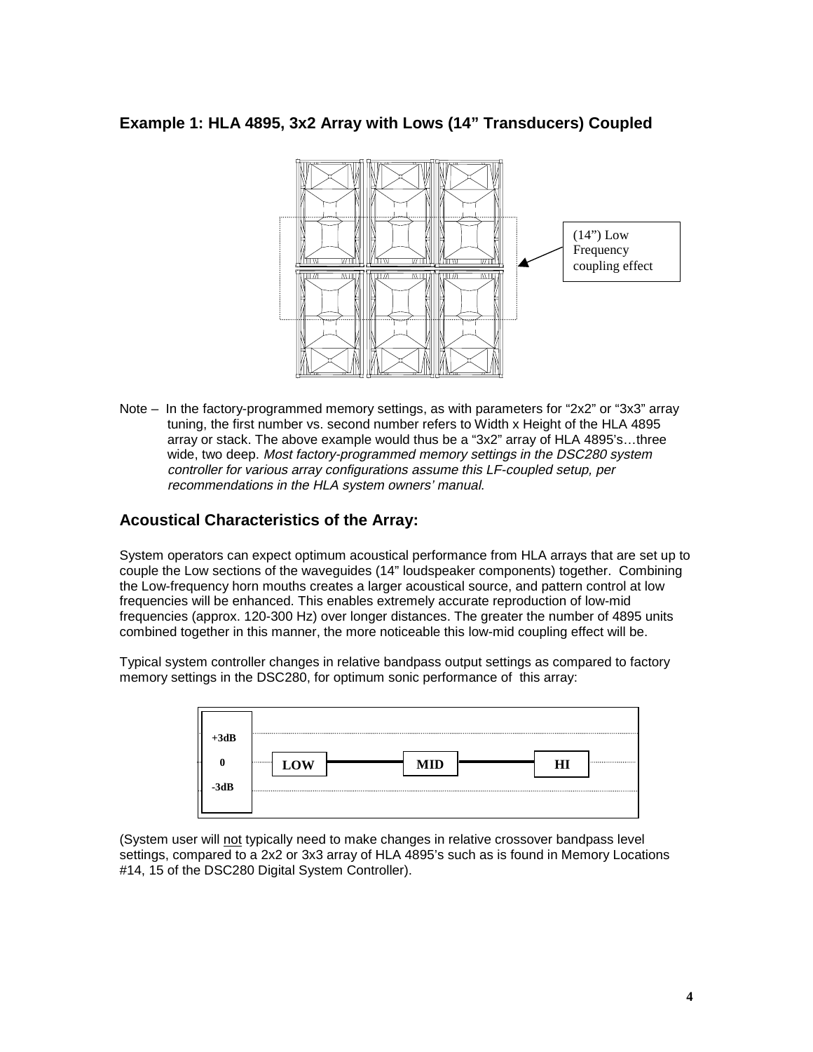## Example 1: HLA 4895, 3x2 Array with Lows (14" Transducers) Coupled

(14") Low Frequency coupling effect

Note – In the factory-programmed memory settings, as with parameters for "2x2" or "3x3" array tuning, the first number vs. second number refers to Width x Height of the HLA 4895 array or stack. The above example would thus be a "3x2" array of HLA 4895's…three wide, two deep. *Most factory-programmed memory settings in the DSC280 system controller for various array configurations assume this LF-coupled setup, per recommendations in the HLA system owners' manual.*

## Acoustical Characteristics of the Array:

System operators can expect optimum acoustical performance from HLA arrays that are set up to couple the Low sections of the waveguides (14" loudspeaker components) together. Combining the Low-frequency horn mouths creates a larger acoustical source, and pattern control at low frequencies will be enhanced. This enables extremely accurate reproduction of low-mid frequencies (approx. 120-300 Hz) over longer distances. The greater the number of 4895 units combined together in this manner, the more noticeable this low-mid coupling effect will be.

Typical system controller changes in relative bandpass output settings as compared to factory memory settings in the DSC280, for optimum sonic performance of this array:

| | | | |
|---|---|---|---|
| +3dB | | | |
| 0 | LOW | MID | HI |
| -3dB | | | |

(System user will not typically need to make changes in relative crossover bandpass level settings, compared to a 2x2 or 3x3 array of HLA 4895's such as is found in Memory Locations #14, 15 of the DSC280 Digital System Controller).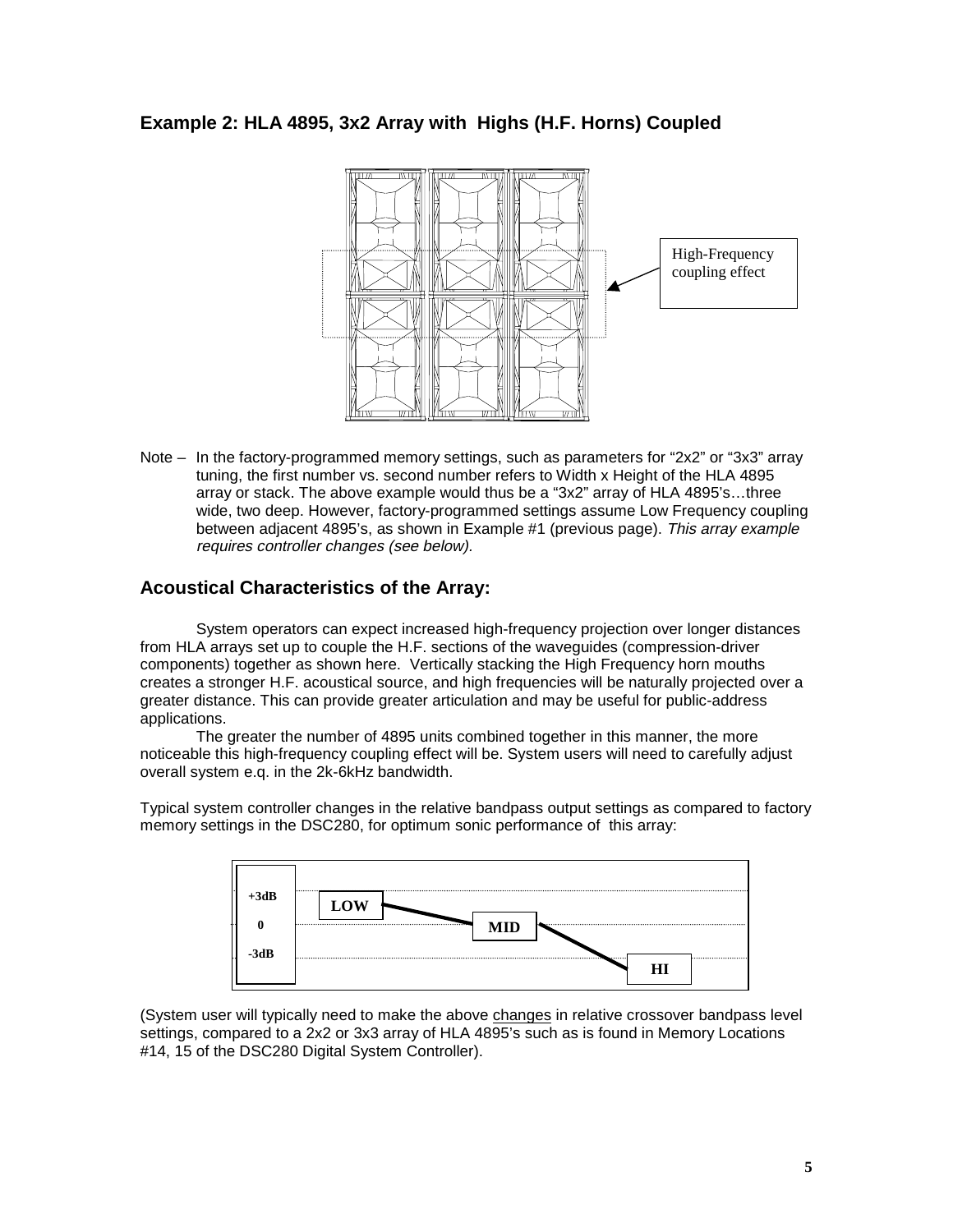## Example 2: HLA 4895, 3x2 Array with Highs (H.F. Horns) Coupled

High-Frequency coupling effect

Note – In the factory-programmed memory settings, such as parameters for "2x2" or "3x3" array tuning, the first number vs. second number refers to Width x Height of the HLA 4895 array or stack. The above example would thus be a "3x2" array of HLA 4895's…three wide, two deep. However, factory-programmed settings assume Low Frequency coupling between adjacent 4895's, as shown in Example #1 (previous page). *This array example requires controller changes (see below).*

## Acoustical Characteristics of the Array:

System operators can expect increased high-frequency projection over longer distances from HLA arrays set up to couple the H.F. sections of the waveguides (compression-driver components) together as shown here. Vertically stacking the High Frequency horn mouths creates a stronger H.F. acoustical source, and high frequencies will be naturally projected over a greater distance. This can provide greater articulation and may be useful for public-address applications.

The greater the number of 4895 units combined together in this manner, the more noticeable this high-frequency coupling effect will be. System users will need to carefully adjust overall system e.q. in the 2k-6kHz bandwidth.

Typical system controller changes in the relative bandpass output settings as compared to factory memory settings in the DSC280, for optimum sonic performance of this array:

+3dB LOW
0 MID
-3dB HI

(System user will typically need to make the above changes in relative crossover bandpass level settings, compared to a 2x2 or 3x3 array of HLA 4895's such as is found in Memory Locations #14, 15 of the DSC280 Digital System Controller).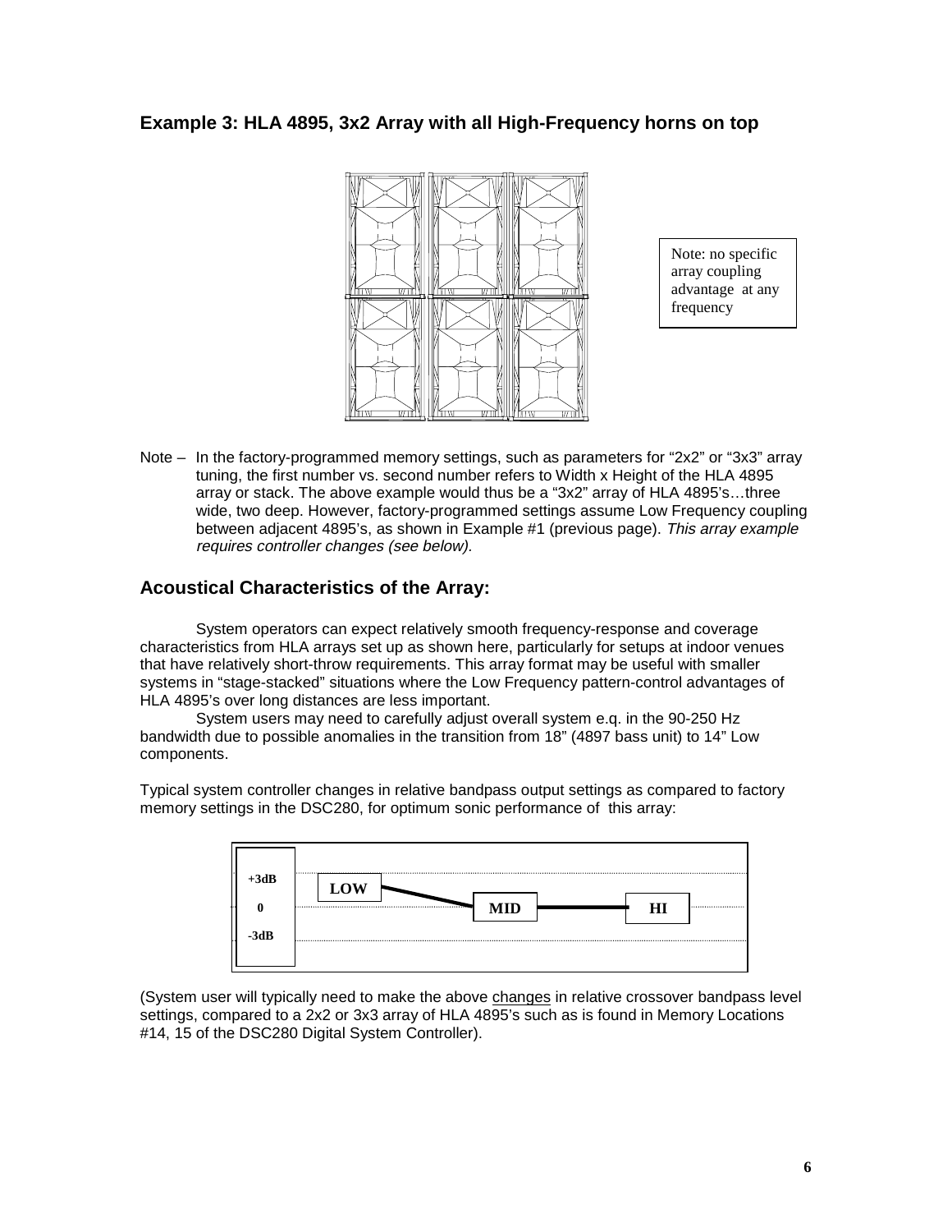### Example 3: HLA 4895, 3x2 Array with all High-Frequency horns on top

Note: no specific array coupling advantage at any frequency

Note – In the factory-programmed memory settings, such as parameters for "2x2" or "3x3" array tuning, the first number vs. second number refers to Width x Height of the HLA 4895 array or stack. The above example would thus be a "3x2" array of HLA 4895's…three wide, two deep. However, factory-programmed settings assume Low Frequency coupling between adjacent 4895's, as shown in Example #1 (previous page). *This array example requires controller changes (see below).*

### Acoustical Characteristics of the Array:

System operators can expect relatively smooth frequency-response and coverage characteristics from HLA arrays set up as shown here, particularly for setups at indoor venues that have relatively short-throw requirements. This array format may be useful with smaller systems in "stage-stacked" situations where the Low Frequency pattern-control advantages of HLA 4895's over long distances are less important.

System users may need to carefully adjust overall system e.q. in the 90-250 Hz bandwidth due to possible anomalies in the transition from 18" (4897 bass unit) to 14" Low components.

Typical system controller changes in relative bandpass output settings as compared to factory memory settings in the DSC280, for optimum sonic performance of this array:

| Level | LOW | MID | HI |
|---|---|---|---|
| +3dB | LOW | | |
| 0 | | MID | HI |
| -3dB | | | |

(System user will typically need to make the above changes in relative crossover bandpass level settings, compared to a 2x2 or 3x3 array of HLA 4895's such as is found in Memory Locations #14, 15 of the DSC280 Digital System Controller).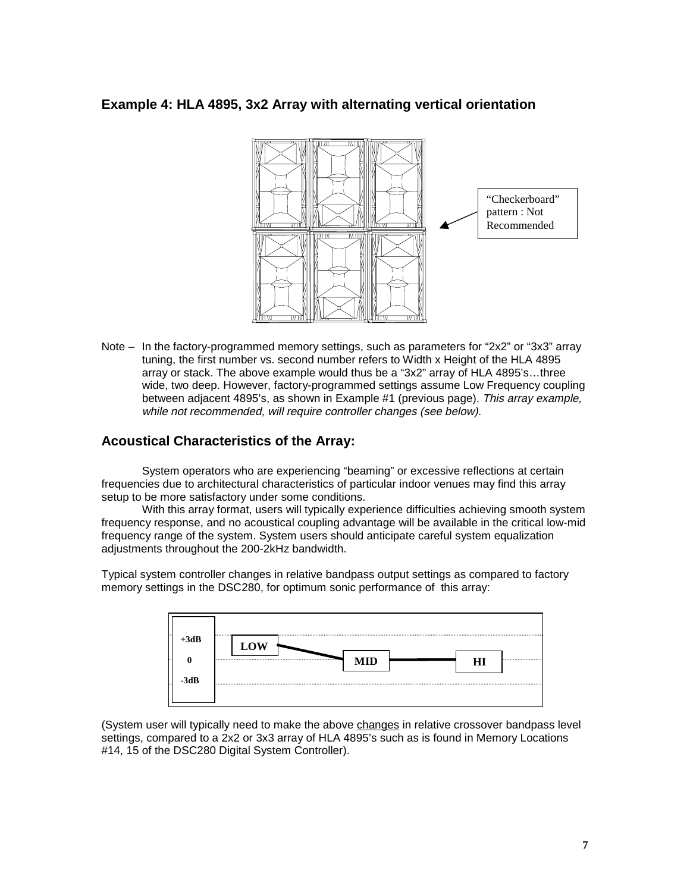## Example 4: HLA 4895, 3x2 Array with alternating vertical orientation

"Checkerboard" pattern : Not Recommended

Note – In the factory-programmed memory settings, such as parameters for "2x2" or "3x3" array tuning, the first number vs. second number refers to Width x Height of the HLA 4895 array or stack. The above example would thus be a "3x2" array of HLA 4895's…three wide, two deep. However, factory-programmed settings assume Low Frequency coupling between adjacent 4895's, as shown in Example #1 (previous page). *This array example, while not recommended, will require controller changes (see below).*

## Acoustical Characteristics of the Array:

System operators who are experiencing "beaming" or excessive reflections at certain frequencies due to architectural characteristics of particular indoor venues may find this array setup to be more satisfactory under some conditions.

With this array format, users will typically experience difficulties achieving smooth system frequency response, and no acoustical coupling advantage will be available in the critical low-mid frequency range of the system. System users should anticipate careful system equalization adjustments throughout the 200-2kHz bandwidth.

Typical system controller changes in relative bandpass output settings as compared to factory memory settings in the DSC280, for optimum sonic performance of this array:

| | LOW | MID | HI |
|---|---|---|---|
| +3dB | | | |
| 0 | | | |
| -3dB | | | |

(System user will typically need to make the above changes in relative crossover bandpass level settings, compared to a 2x2 or 3x3 array of HLA 4895's such as is found in Memory Locations #14, 15 of the DSC280 Digital System Controller).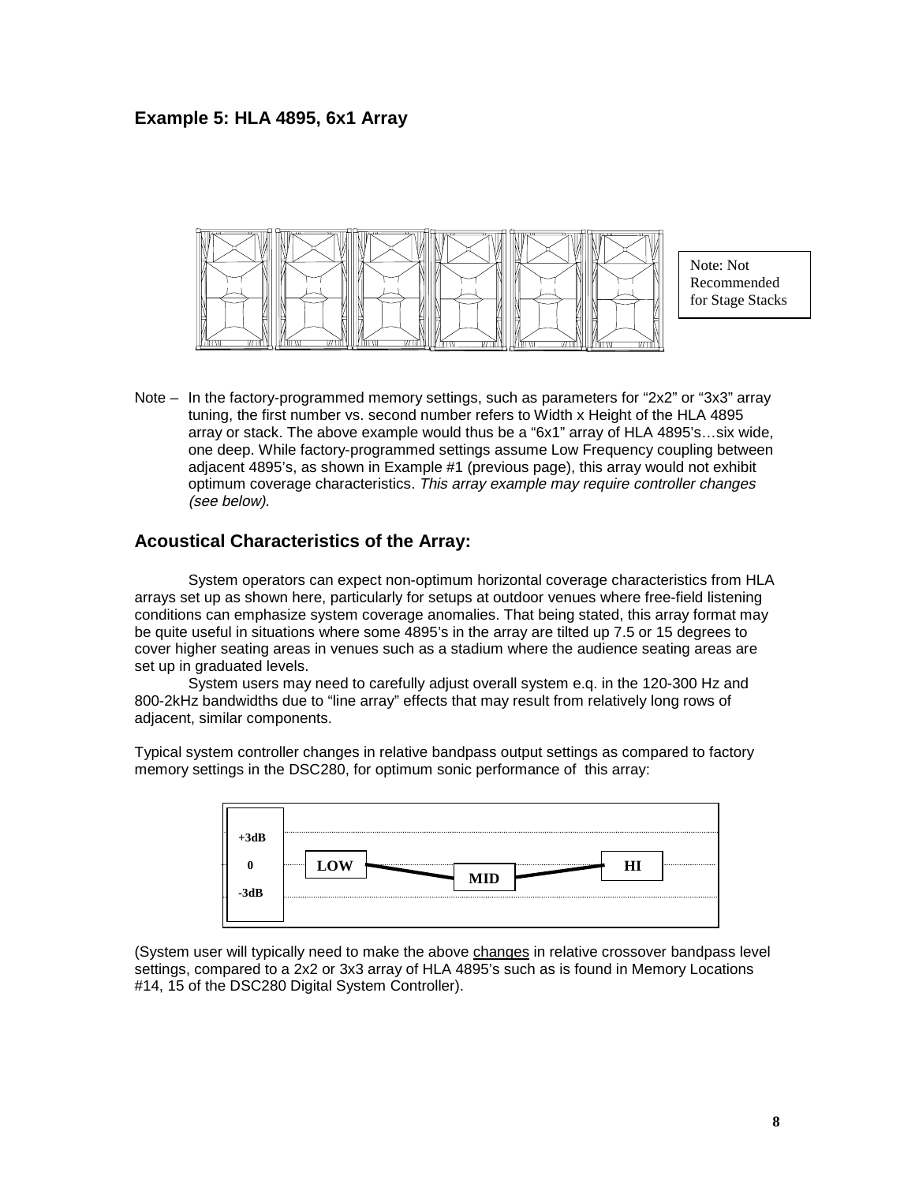## Example 5: HLA 4895, 6x1 Array

Note: Not Recommended for Stage Stacks

Note – In the factory-programmed memory settings, such as parameters for "2x2" or "3x3" array tuning, the first number vs. second number refers to Width x Height of the HLA 4895 array or stack. The above example would thus be a "6x1" array of HLA 4895's…six wide, one deep. While factory-programmed settings assume Low Frequency coupling between adjacent 4895's, as shown in Example #1 (previous page), this array would not exhibit optimum coverage characteristics. *This array example may require controller changes (see below).*

## Acoustical Characteristics of the Array:

System operators can expect non-optimum horizontal coverage characteristics from HLA arrays set up as shown here, particularly for setups at outdoor venues where free-field listening conditions can emphasize system coverage anomalies. That being stated, this array format may be quite useful in situations where some 4895's in the array are tilted up 7.5 or 15 degrees to cover higher seating areas in venues such as a stadium where the audience seating areas are set up in graduated levels.

System users may need to carefully adjust overall system e.q. in the 120-300 Hz and 800-2kHz bandwidths due to "line array" effects that may result from relatively long rows of adjacent, similar components.

Typical system controller changes in relative bandpass output settings as compared to factory memory settings in the DSC280, for optimum sonic performance of this array:

+3dB
0
-3dB

LOW MID HI

(System user will typically need to make the above changes in relative crossover bandpass level settings, compared to a 2x2 or 3x3 array of HLA 4895's such as is found in Memory Locations #14, 15 of the DSC280 Digital System Controller).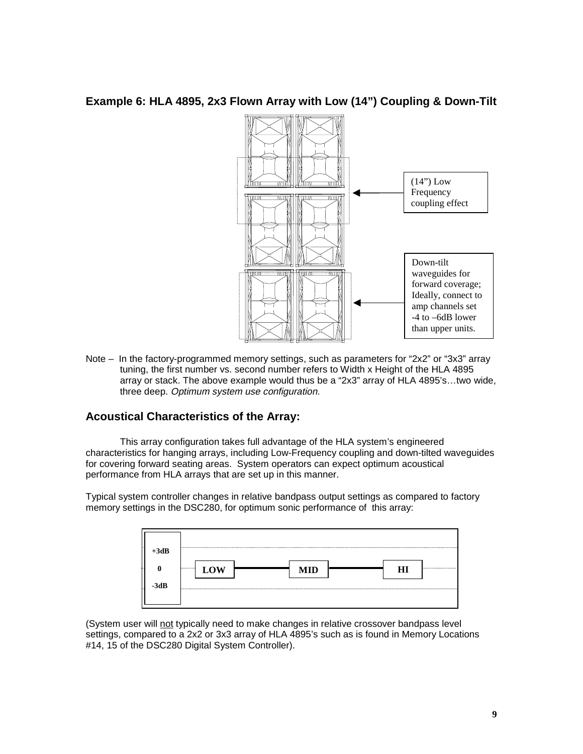## Example 6: HLA 4895, 2x3 Flown Array with Low (14") Coupling & Down-Tilt

(14") Low Frequency coupling effect

Down-tilt waveguides for forward coverage; Ideally, connect to amp channels set -4 to –6dB lower than upper units.

Note – In the factory-programmed memory settings, such as parameters for "2x2" or "3x3" array tuning, the first number vs. second number refers to Width x Height of the HLA 4895 array or stack. The above example would thus be a "2x3" array of HLA 4895's…two wide, three deep. *Optimum system use configuration.*

## Acoustical Characteristics of the Array:

This array configuration takes full advantage of the HLA system's engineered characteristics for hanging arrays, including Low-Frequency coupling and down-tilted waveguides for covering forward seating areas. System operators can expect optimum acoustical performance from HLA arrays that are set up in this manner.

Typical system controller changes in relative bandpass output settings as compared to factory memory settings in the DSC280, for optimum sonic performance of this array:

| Level | LOW | MID | HI |
|---|---|---|---|
| +3dB | | | |
| 0 | LOW | MID | HI |
| -3dB | | | |

(System user will not typically need to make changes in relative crossover bandpass level settings, compared to a 2x2 or 3x3 array of HLA 4895's such as is found in Memory Locations #14, 15 of the DSC280 Digital System Controller).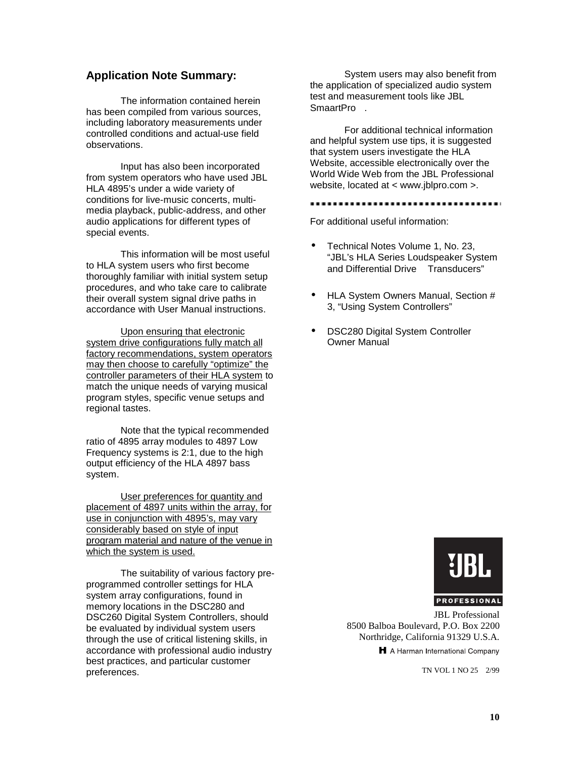## Application Note Summary:

The information contained herein has been compiled from various sources, including laboratory measurements under controlled conditions and actual-use field observations.

Input has also been incorporated from system operators who have used JBL HLA 4895's under a wide variety of conditions for live-music concerts, multi-media playback, public-address, and other audio applications for different types of special events.

This information will be most useful to HLA system users who first become thoroughly familiar with initial system setup procedures, and who take care to calibrate their overall system signal drive paths in accordance with User Manual instructions.

<u>Upon ensuring that electronic system drive configurations fully match all factory recommendations, system operators may then choose to carefully "optimize" the controller parameters of their HLA system</u> to match the unique needs of varying musical program styles, specific venue setups and regional tastes.

Note that the typical recommended ratio of 4895 array modules to 4897 Low Frequency systems is 2:1, due to the high output efficiency of the HLA 4897 bass system.

<u>User preferences for quantity and placement of 4897 units within the array, for use in conjunction with 4895's, may vary considerably based on style of input program material and nature of the venue in which the system is used.</u>

The suitability of various factory pre-programmed controller settings for HLA system array configurations, found in memory locations in the DSC280 and DSC260 Digital System Controllers, should be evaluated by individual system users through the use of critical listening skills, in accordance with professional audio industry best practices, and particular customer preferences.

System users may also benefit from the application of specialized audio system test and measurement tools like JBL SmaartPro .

For additional technical information and helpful system use tips, it is suggested that system users investigate the HLA Website, accessible electronically over the World Wide Web from the JBL Professional website, located at < www.jblpro.com >.

---

For additional useful information:

- Technical Notes Volume 1, No. 23, "JBL's HLA Series Loudspeaker System and Differential Drive Transducers"
- HLA System Owners Manual, Section # 3, "Using System Controllers"
- DSC280 Digital System Controller Owner Manual

JBL PROFESSIONAL

JBL Professional
8500 Balboa Boulevard, P.O. Box 2200
Northridge, California 91329 U.S.A.

H A Harman International Company

TN VOL 1 NO 25 2/99